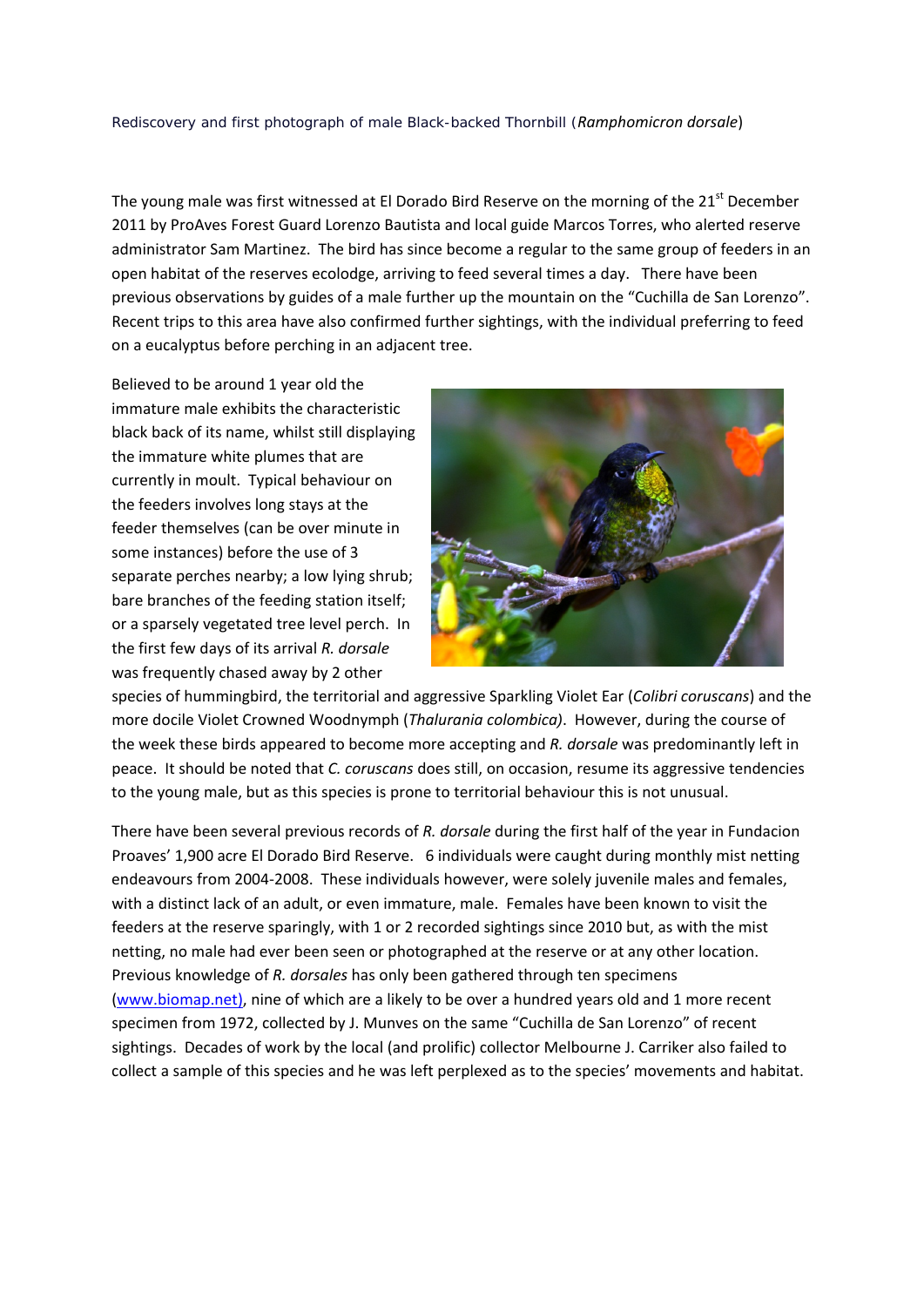# Rediscovery and first photograph of male Black-backed Thornbill (*Ramphomicron dorsale*)

The young male was first witnessed at El Dorado Bird Reserve on the morning of the 21st December 2011 by ProAves Forest Guard Lorenzo Bautista and local guide Marcos Torres, who alerted reserve administrator Sam Martinez. The bird has since become a regular to the same group of feeders in an open habitat of the reserves ecolodge, arriving to feed several times a day. There have been previous observations by guides of a male further up the mountain on the "Cuchilla de San Lorenzo". Recent trips to this area have also confirmed further sightings, with the individual preferring to feed on a eucalyptus before perching in an adjacent tree.

Believed to be around 1 year old the immature male exhibits the characteristic black back of its name, whilst still displaying the immature white plumes that are currently in moult. Typical behaviour on the feeders involves long stays at the feeder themselves (can be over minute in some instances) before the use of 3 separate perches nearby; a low lying shrub; bare branches of the feeding station itself; or a sparsely vegetated tree level perch. In the first few days of its arrival *R. dorsale* was frequently chased away by 2 other species of hummingbird, the territorial and aggressive Sparkling Violet Ear (*Colibri coruscans*) and the more docile Violet Crowned Woodnymph (*Thalurania colombica)*. However, during the course of the week these birds appeared to become more accepting and *R. dorsale* was predominantly left in peace. It should be noted that *C. coruscans* does still, on occasion, resume its aggressive tendencies to the young male, but as this species is prone to territorial behaviour this is not unusual.

There have been several previous records of *R. dorsale* during the first half of the year in Fundacion Proaves' 1,900 acre El Dorado Bird Reserve. 6 individuals were caught during monthly mist netting endeavours from 2004-2008. These individuals however, were solely juvenile males and females, with a distinct lack of an adult, or even immature, male. Females have been known to visit the feeders at the reserve sparingly, with 1 or 2 recorded sightings since 2010 but, as with the mist netting, no male had ever been seen or photographed at the reserve or at any other location. Previous knowledge of *R. dorsales* has only been gathered through ten specimens (www.biomap.net), nine of which are a likely to be over a hundred years old and 1 more recent specimen from 1972, collected by J. Munves on the same "Cuchilla de San Lorenzo" of recent sightings. Decades of work by the local (and prolific) collector Melbourne J. Carriker also failed to collect a sample of this species and he was left perplexed as to the species' movements and habitat.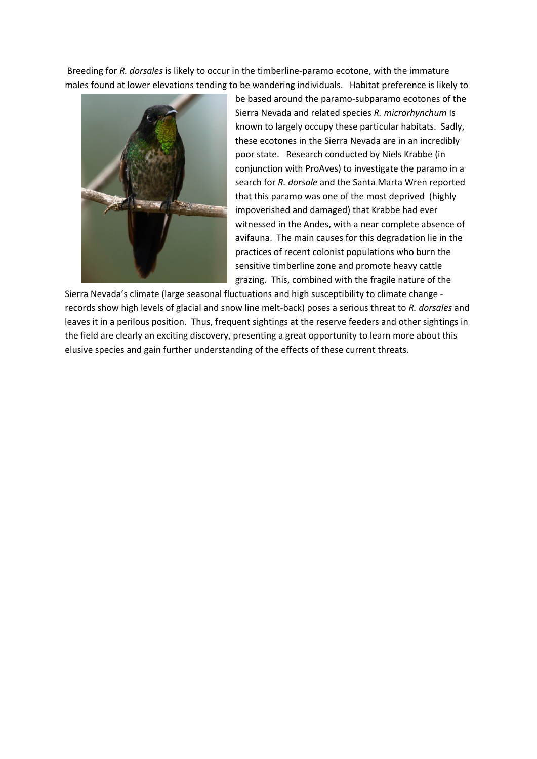Breeding for *R. dorsales* is likely to occur in the timberline-paramo ecotone, with the immature males found at lower elevations tending to be wandering individuals. Habitat preference is likely to be based around the paramo-subparamo ecotones of the Sierra Nevada and related species *R. microrhynchum* Is known to largely occupy these particular habitats. Sadly, these ecotones in the Sierra Nevada are in an incredibly poor state. Research conducted by Niels Krabbe (in conjunction with ProAves) to investigate the paramo in a search for *R. dorsale* and the Santa Marta Wren reported that this paramo was one of the most deprived (highly impoverished and damaged) that Krabbe had ever witnessed in the Andes, with a near complete absence of avifauna. The main causes for this degradation lie in the practices of recent colonist populations who burn the sensitive timberline zone and promote heavy cattle grazing. This, combined with the fragile nature of the Sierra Nevada's climate (large seasonal fluctuations and high susceptibility to climate change - records show high levels of glacial and snow line melt-back) poses a serious threat to *R. dorsales* and leaves it in a perilous position. Thus, frequent sightings at the reserve feeders and other sightings in the field are clearly an exciting discovery, presenting a great opportunity to learn more about this elusive species and gain further understanding of the effects of these current threats.